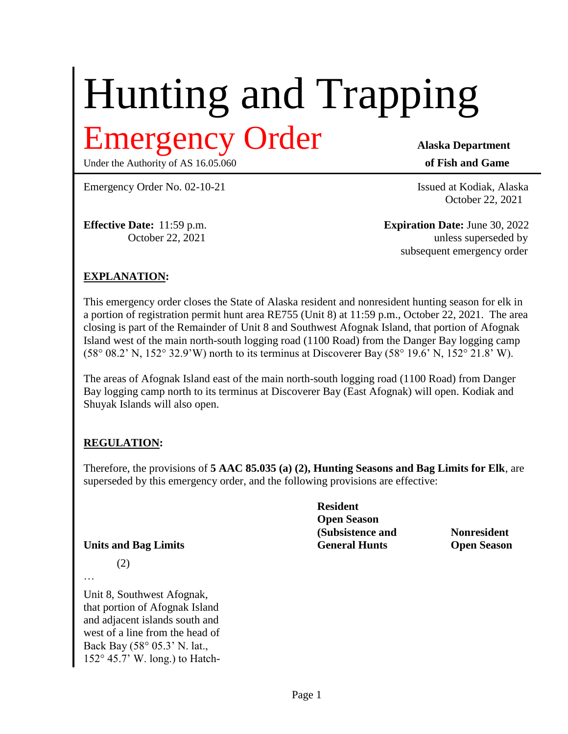# Hunting and Trapping

# Emergency Order

Under the Authority of AS 16.05.060

**Alaska Department of Fish and Game**

Emergency Order No. 02-10-21

Issued at Kodiak, Alaska
October 22, 2021

**Effective Date:** 11:59 p.m.
October 22, 2021

**Expiration Date:** June 30, 2022
unless superseded by
subsequent emergency order

**EXPLANATION:**

This emergency order closes the State of Alaska resident and nonresident hunting season for elk in a portion of registration permit hunt area RE755 (Unit 8) at 11:59 p.m., October 22, 2021. The area closing is part of the Remainder of Unit 8 and Southwest Afognak Island, that portion of Afognak Island west of the main north-south logging road (1100 Road) from the Danger Bay logging camp (58° 08.2' N, 152° 32.9'W) north to its terminus at Discoverer Bay (58° 19.6' N, 152° 21.8' W).

The areas of Afognak Island east of the main north-south logging road (1100 Road) from Danger Bay logging camp north to its terminus at Discoverer Bay (East Afognak) will open. Kodiak and Shuyak Islands will also open.

**REGULATION:**

Therefore, the provisions of **5 AAC 85.035 (a) (2), Hunting Seasons and Bag Limits for Elk**, are superseded by this emergency order, and the following provisions are effective:

| Units and Bag Limits | Resident Open Season (Subsistence and General Hunts | Nonresident Open Season |
|---|---|---|
| (2) | | |
| … | | |
| Unit 8, Southwest Afognak, that portion of Afognak Island and adjacent islands south and west of a line from the head of Back Bay (58° 05.3' N. lat., 152° 45.7' W. long.) to Hatch- | | |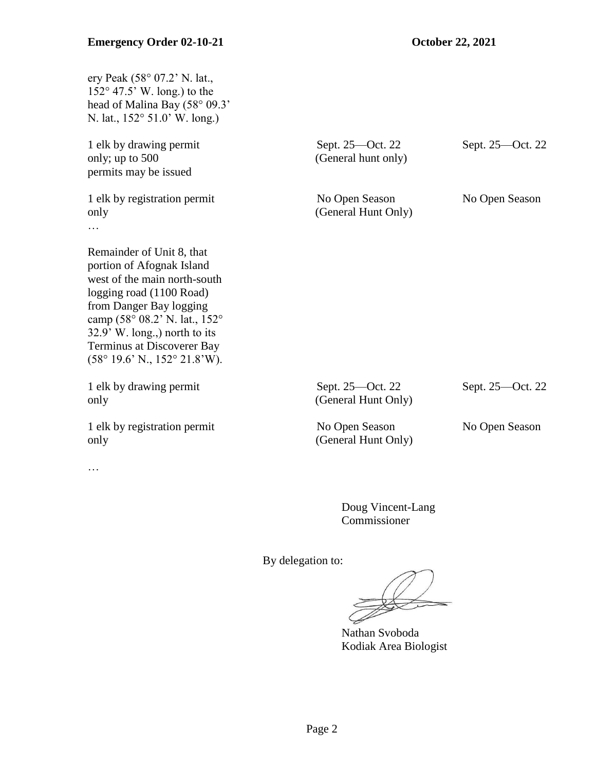ery Peak (58° 07.2' N. lat., 152° 47.5' W. long.) to the head of Malina Bay (58° 09.3' N. lat., 152° 51.0' W. long.)

| | | |
|---|---|---|
| 1 elk by drawing permit only; up to 500 permits may be issued | Sept. 25—Oct. 22 (General hunt only) | Sept. 25—Oct. 22 |
| 1 elk by registration permit only | No Open Season (General Hunt Only) | No Open Season |

…

Remainder of Unit 8, that portion of Afognak Island west of the main north-south logging road (1100 Road) from Danger Bay logging camp (58° 08.2' N. lat., 152° 32.9' W. long.,) north to its Terminus at Discoverer Bay (58° 19.6' N., 152° 21.8'W).

| | | |
|---|---|---|
| 1 elk by drawing permit only | Sept. 25—Oct. 22 (General Hunt Only) | Sept. 25—Oct. 22 |
| 1 elk by registration permit only | No Open Season (General Hunt Only) | No Open Season |

…

Doug Vincent-Lang
Commissioner

By delegation to:

Nathan Svoboda
Kodiak Area Biologist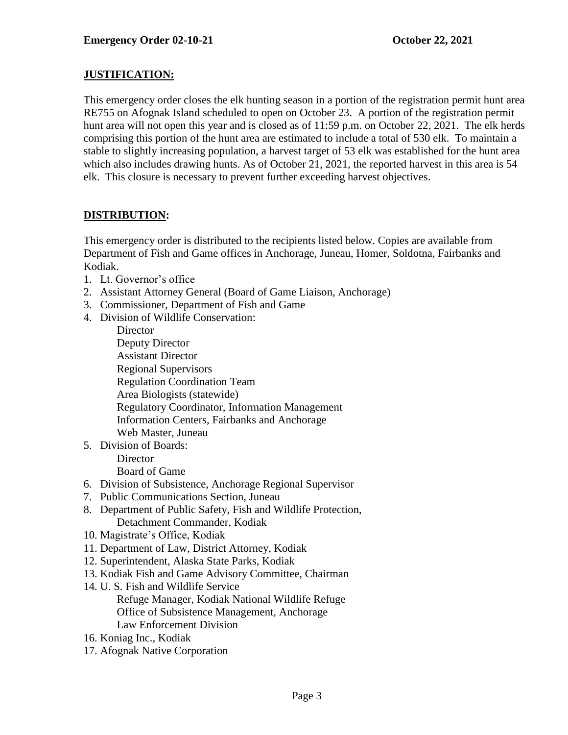**Emergency Order 02-10-21** **October 22, 2021**

## JUSTIFICATION:

This emergency order closes the elk hunting season in a portion of the registration permit hunt area RE755 on Afognak Island scheduled to open on October 23. A portion of the registration permit hunt area will not open this year and is closed as of 11:59 p.m. on October 22, 2021. The elk herds comprising this portion of the hunt area are estimated to include a total of 530 elk. To maintain a stable to slightly increasing population, a harvest target of 53 elk was established for the hunt area which also includes drawing hunts. As of October 21, 2021, the reported harvest in this area is 54 elk. This closure is necessary to prevent further exceeding harvest objectives.

## DISTRIBUTION:

This emergency order is distributed to the recipients listed below. Copies are available from Department of Fish and Game offices in Anchorage, Juneau, Homer, Soldotna, Fairbanks and Kodiak.

1. Lt. Governor's office
2. Assistant Attorney General (Board of Game Liaison, Anchorage)
3. Commissioner, Department of Fish and Game
4. Division of Wildlife Conservation:
   - Director
   - Deputy Director
   - Assistant Director
   - Regional Supervisors
   - Regulation Coordination Team
   - Area Biologists (statewide)
   - Regulatory Coordinator, Information Management
   - Information Centers, Fairbanks and Anchorage
   - Web Master, Juneau
5. Division of Boards:
   - Director
   - Board of Game
6. Division of Subsistence, Anchorage Regional Supervisor
7. Public Communications Section, Juneau
8. Department of Public Safety, Fish and Wildlife Protection,
   Detachment Commander, Kodiak

10. Magistrate's Office, Kodiak
11. Department of Law, District Attorney, Kodiak
12. Superintendent, Alaska State Parks, Kodiak
13. Kodiak Fish and Game Advisory Committee, Chairman
14. U. S. Fish and Wildlife Service
    - Refuge Manager, Kodiak National Wildlife Refuge
    - Office of Subsistence Management, Anchorage
    - Law Enforcement Division

16. Koniag Inc., Kodiak
17. Afognak Native Corporation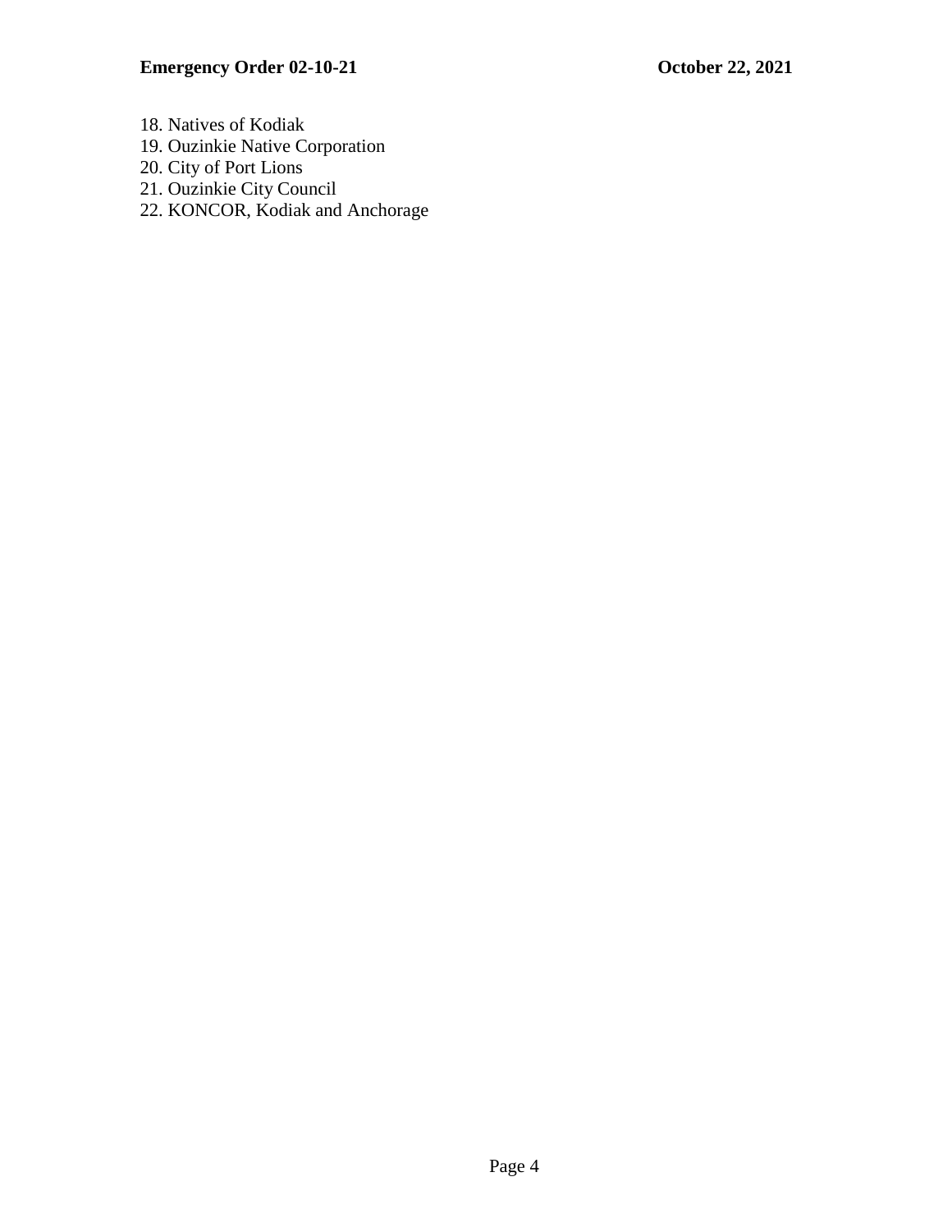18. Natives of Kodiak
19. Ouzinkie Native Corporation
20. City of Port Lions
21. Ouzinkie City Council
22. KONCOR, Kodiak and Anchorage